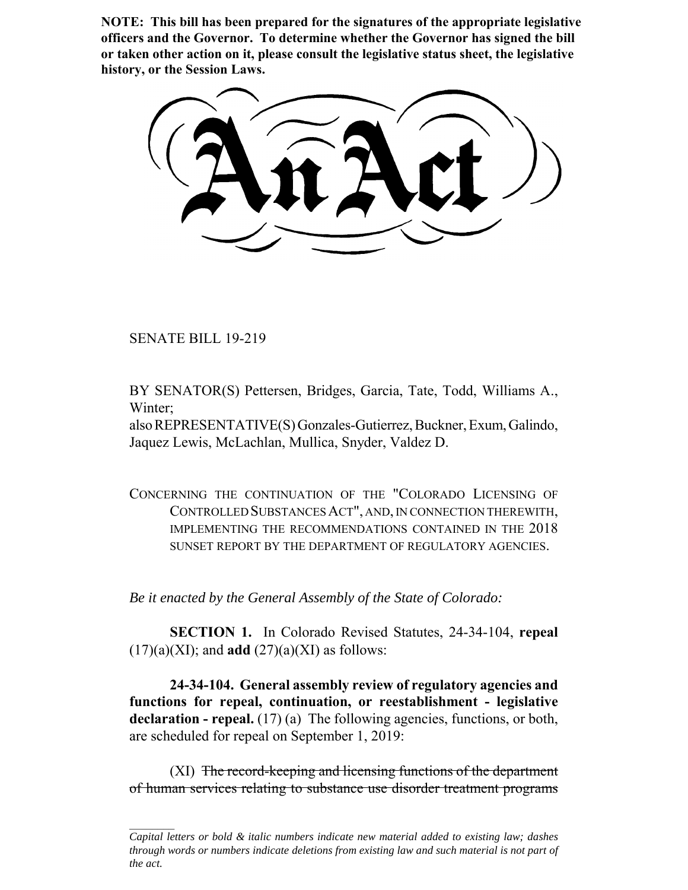**NOTE: This bill has been prepared for the signatures of the appropriate legislative officers and the Governor. To determine whether the Governor has signed the bill or taken other action on it, please consult the legislative status sheet, the legislative history, or the Session Laws.**

# An Act

SENATE BILL 19-219

BY SENATOR(S) Pettersen, Bridges, Garcia, Tate, Todd, Williams A., Winter;
also REPRESENTATIVE(S) Gonzales-Gutierrez, Buckner, Exum, Galindo, Jaquez Lewis, McLachlan, Mullica, Snyder, Valdez D.

CONCERNING THE CONTINUATION OF THE "COLORADO LICENSING OF CONTROLLED SUBSTANCES ACT", AND, IN CONNECTION THEREWITH, IMPLEMENTING THE RECOMMENDATIONS CONTAINED IN THE 2018 SUNSET REPORT BY THE DEPARTMENT OF REGULATORY AGENCIES.

*Be it enacted by the General Assembly of the State of Colorado:*

**SECTION 1.** In Colorado Revised Statutes, 24-34-104, **repeal** (17)(a)(XI); and **add** (27)(a)(XI) as follows:

**24-34-104. General assembly review of regulatory agencies and functions for repeal, continuation, or reestablishment - legislative declaration - repeal.** (17) (a) The following agencies, functions, or both, are scheduled for repeal on September 1, 2019:

(XI) ~~The record-keeping and licensing functions of the department of human services relating to substance use disorder treatment programs~~

*Capital letters or bold & italic numbers indicate new material added to existing law; dashes through words or numbers indicate deletions from existing law and such material is not part of the act.*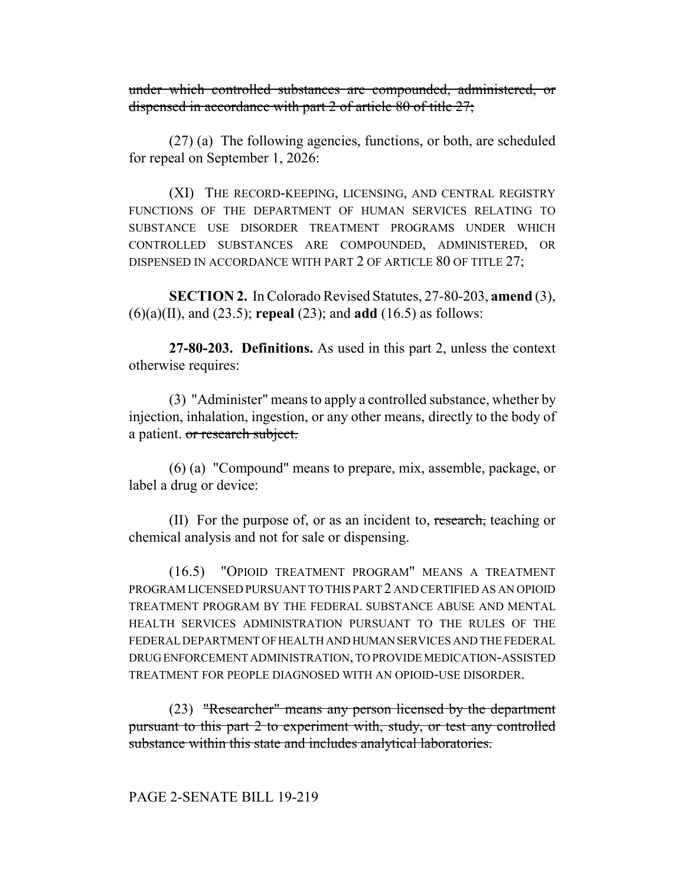~~under which controlled substances are compounded, administered, or dispensed in accordance with part 2 of article 80 of title 27;~~

(27) (a) The following agencies, functions, or both, are scheduled for repeal on September 1, 2026:

(XI) THE RECORD-KEEPING, LICENSING, AND CENTRAL REGISTRY FUNCTIONS OF THE DEPARTMENT OF HUMAN SERVICES RELATING TO SUBSTANCE USE DISORDER TREATMENT PROGRAMS UNDER WHICH CONTROLLED SUBSTANCES ARE COMPOUNDED, ADMINISTERED, OR DISPENSED IN ACCORDANCE WITH PART 2 OF ARTICLE 80 OF TITLE 27;

**SECTION 2.** In Colorado Revised Statutes, 27-80-203, **amend** (3), (6)(a)(II), and (23.5); **repeal** (23); and **add** (16.5) as follows:

**27-80-203. Definitions.** As used in this part 2, unless the context otherwise requires:

(3) "Administer" means to apply a controlled substance, whether by injection, inhalation, ingestion, or any other means, directly to the body of a patient. ~~or research subject.~~

(6) (a) "Compound" means to prepare, mix, assemble, package, or label a drug or device:

(II) For the purpose of, or as an incident to, ~~research,~~ teaching or chemical analysis and not for sale or dispensing.

(16.5) "OPIOID TREATMENT PROGRAM" MEANS A TREATMENT PROGRAM LICENSED PURSUANT TO THIS PART 2 AND CERTIFIED AS AN OPIOID TREATMENT PROGRAM BY THE FEDERAL SUBSTANCE ABUSE AND MENTAL HEALTH SERVICES ADMINISTRATION PURSUANT TO THE RULES OF THE FEDERAL DEPARTMENT OF HEALTH AND HUMAN SERVICES AND THE FEDERAL DRUG ENFORCEMENT ADMINISTRATION, TO PROVIDE MEDICATION-ASSISTED TREATMENT FOR PEOPLE DIAGNOSED WITH AN OPIOID-USE DISORDER.

(23) ~~"Researcher" means any person licensed by the department pursuant to this part 2 to experiment with, study, or test any controlled substance within this state and includes analytical laboratories.~~

PAGE 2-SENATE BILL 19-219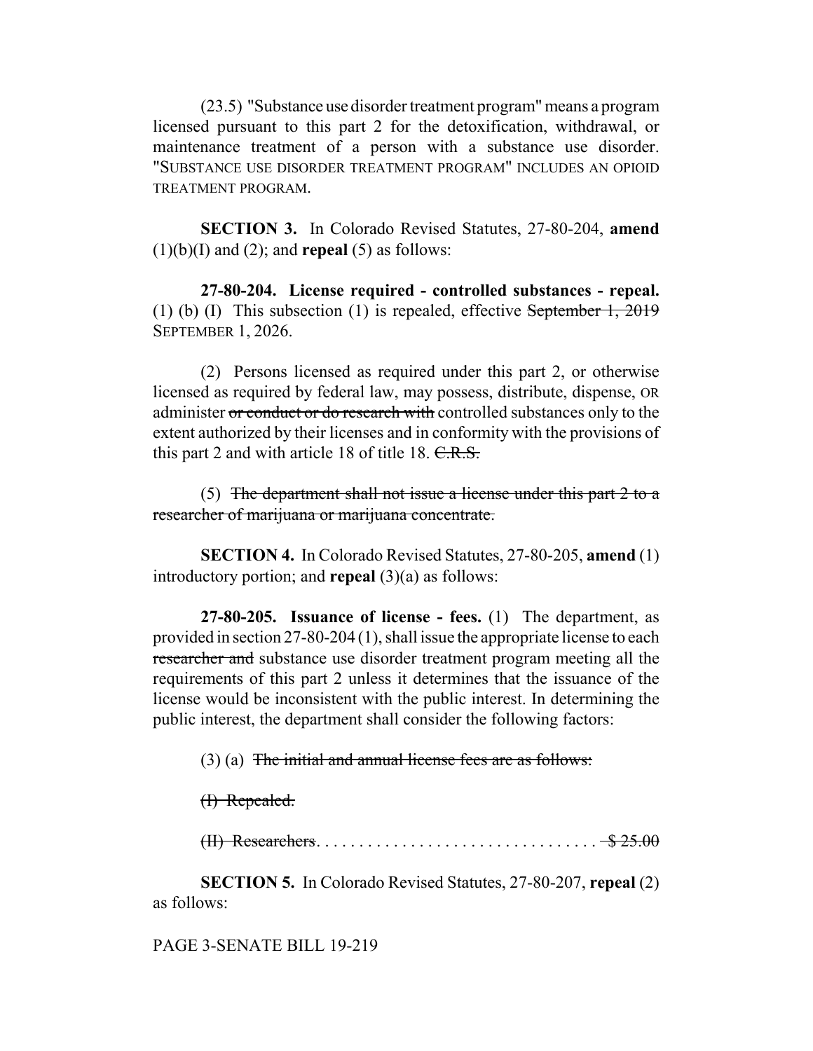(23.5) "Substance use disorder treatment program" means a program licensed pursuant to this part 2 for the detoxification, withdrawal, or maintenance treatment of a person with a substance use disorder. "SUBSTANCE USE DISORDER TREATMENT PROGRAM" INCLUDES AN OPIOID TREATMENT PROGRAM.

**SECTION 3.** In Colorado Revised Statutes, 27-80-204, **amend** (1)(b)(I) and (2); and **repeal** (5) as follows:

**27-80-204. License required - controlled substances - repeal.** (1) (b) (I) This subsection (1) is repealed, effective ~~September 1, 2019~~ SEPTEMBER 1, 2026.

(2) Persons licensed as required under this part 2, or otherwise licensed as required by federal law, may possess, distribute, dispense, OR administer ~~or conduct or do research with~~ controlled substances only to the extent authorized by their licenses and in conformity with the provisions of this part 2 and with article 18 of title 18. ~~C.R.S.~~

(5) ~~The department shall not issue a license under this part 2 to a researcher of marijuana or marijuana concentrate.~~

**SECTION 4.** In Colorado Revised Statutes, 27-80-205, **amend** (1) introductory portion; and **repeal** (3)(a) as follows:

**27-80-205. Issuance of license - fees.** (1) The department, as provided in section 27-80-204 (1), shall issue the appropriate license to each ~~researcher and~~ substance use disorder treatment program meeting all the requirements of this part 2 unless it determines that the issuance of the license would be inconsistent with the public interest. In determining the public interest, the department shall consider the following factors:

(3) (a) ~~The initial and annual license fees are as follows:~~

~~(I) Repealed.~~

~~(II) Researchers. . . . . . . . . . . . . . . . . . . . . . . . . . . . . . . . . $ 25.00~~

**SECTION 5.** In Colorado Revised Statutes, 27-80-207, **repeal** (2) as follows: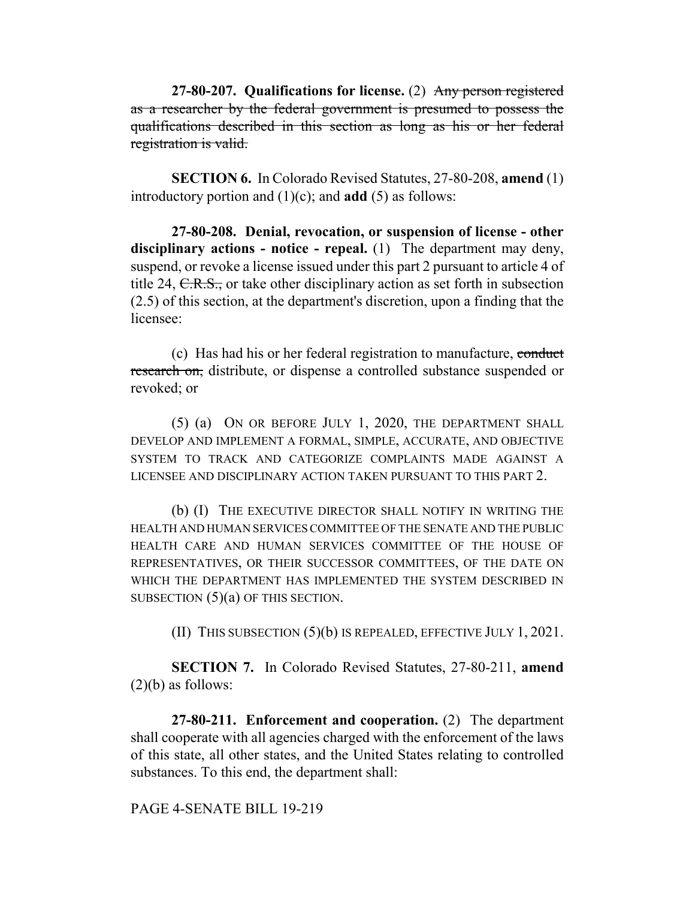**27-80-207. Qualifications for license.** (2) ~~Any person registered as a researcher by the federal government is presumed to possess the qualifications described in this section as long as his or her federal registration is valid.~~

**SECTION 6.** In Colorado Revised Statutes, 27-80-208, **amend** (1) introductory portion and (1)(c); and **add** (5) as follows:

**27-80-208. Denial, revocation, or suspension of license - other disciplinary actions - notice - repeal.** (1) The department may deny, suspend, or revoke a license issued under this part 2 pursuant to article 4 of title 24, ~~C.R.S.,~~ or take other disciplinary action as set forth in subsection (2.5) of this section, at the department's discretion, upon a finding that the licensee:

(c) Has had his or her federal registration to manufacture, ~~conduct research on,~~ distribute, or dispense a controlled substance suspended or revoked; or

(5) (a) ON OR BEFORE JULY 1, 2020, THE DEPARTMENT SHALL DEVELOP AND IMPLEMENT A FORMAL, SIMPLE, ACCURATE, AND OBJECTIVE SYSTEM TO TRACK AND CATEGORIZE COMPLAINTS MADE AGAINST A LICENSEE AND DISCIPLINARY ACTION TAKEN PURSUANT TO THIS PART 2.

(b) (I) THE EXECUTIVE DIRECTOR SHALL NOTIFY IN WRITING THE HEALTH AND HUMAN SERVICES COMMITTEE OF THE SENATE AND THE PUBLIC HEALTH CARE AND HUMAN SERVICES COMMITTEE OF THE HOUSE OF REPRESENTATIVES, OR THEIR SUCCESSOR COMMITTEES, OF THE DATE ON WHICH THE DEPARTMENT HAS IMPLEMENTED THE SYSTEM DESCRIBED IN SUBSECTION (5)(a) OF THIS SECTION.

(II) THIS SUBSECTION (5)(b) IS REPEALED, EFFECTIVE JULY 1, 2021.

**SECTION 7.** In Colorado Revised Statutes, 27-80-211, **amend** (2)(b) as follows:

**27-80-211. Enforcement and cooperation.** (2) The department shall cooperate with all agencies charged with the enforcement of the laws of this state, all other states, and the United States relating to controlled substances. To this end, the department shall: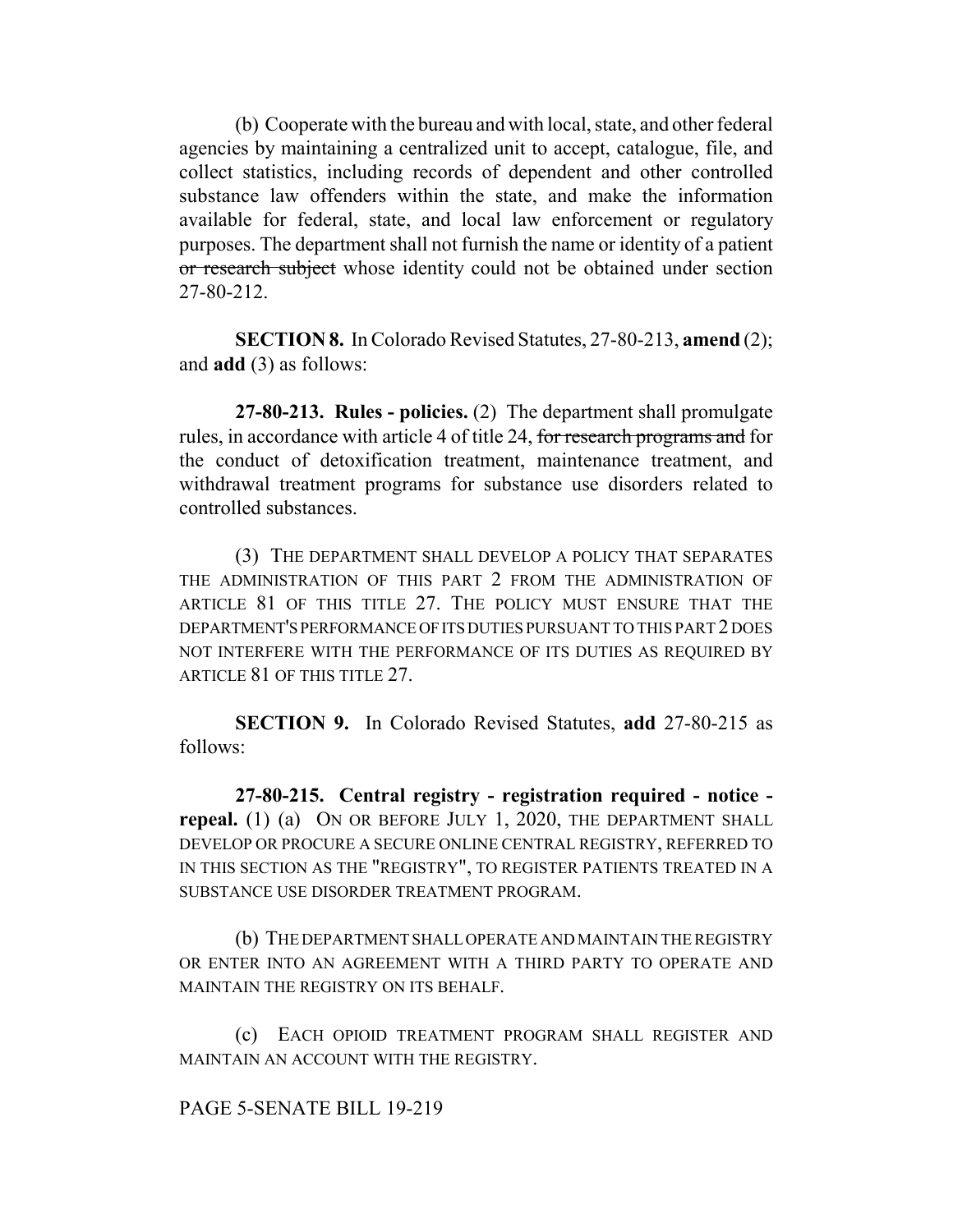(b) Cooperate with the bureau and with local, state, and other federal agencies by maintaining a centralized unit to accept, catalogue, file, and collect statistics, including records of dependent and other controlled substance law offenders within the state, and make the information available for federal, state, and local law enforcement or regulatory purposes. The department shall not furnish the name or identity of a patient ~~or research subject~~ whose identity could not be obtained under section 27-80-212.

**SECTION 8.** In Colorado Revised Statutes, 27-80-213, **amend** (2); and **add** (3) as follows:

**27-80-213. Rules - policies.** (2) The department shall promulgate rules, in accordance with article 4 of title 24, ~~for research programs and~~ for the conduct of detoxification treatment, maintenance treatment, and withdrawal treatment programs for substance use disorders related to controlled substances.

(3) THE DEPARTMENT SHALL DEVELOP A POLICY THAT SEPARATES THE ADMINISTRATION OF THIS PART 2 FROM THE ADMINISTRATION OF ARTICLE 81 OF THIS TITLE 27. THE POLICY MUST ENSURE THAT THE DEPARTMENT'S PERFORMANCE OF ITS DUTIES PURSUANT TO THIS PART 2 DOES NOT INTERFERE WITH THE PERFORMANCE OF ITS DUTIES AS REQUIRED BY ARTICLE 81 OF THIS TITLE 27.

**SECTION 9.** In Colorado Revised Statutes, **add** 27-80-215 as follows:

**27-80-215. Central registry - registration required - notice - repeal.** (1) (a) ON OR BEFORE JULY 1, 2020, THE DEPARTMENT SHALL DEVELOP OR PROCURE A SECURE ONLINE CENTRAL REGISTRY, REFERRED TO IN THIS SECTION AS THE "REGISTRY", TO REGISTER PATIENTS TREATED IN A SUBSTANCE USE DISORDER TREATMENT PROGRAM.

(b) THE DEPARTMENT SHALL OPERATE AND MAINTAIN THE REGISTRY OR ENTER INTO AN AGREEMENT WITH A THIRD PARTY TO OPERATE AND MAINTAIN THE REGISTRY ON ITS BEHALF.

(c) EACH OPIOID TREATMENT PROGRAM SHALL REGISTER AND MAINTAIN AN ACCOUNT WITH THE REGISTRY.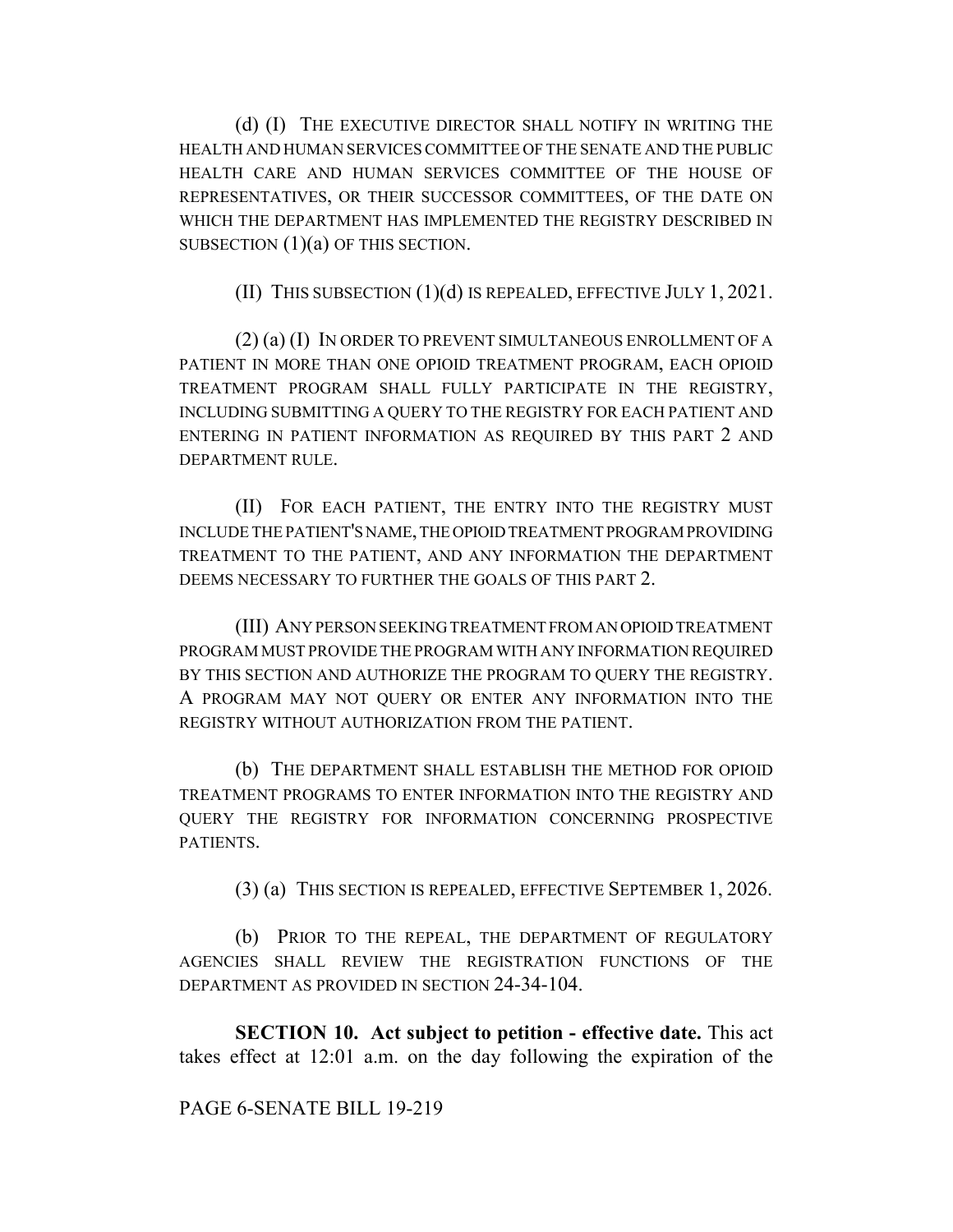(d) (I) THE EXECUTIVE DIRECTOR SHALL NOTIFY IN WRITING THE HEALTH AND HUMAN SERVICES COMMITTEE OF THE SENATE AND THE PUBLIC HEALTH CARE AND HUMAN SERVICES COMMITTEE OF THE HOUSE OF REPRESENTATIVES, OR THEIR SUCCESSOR COMMITTEES, OF THE DATE ON WHICH THE DEPARTMENT HAS IMPLEMENTED THE REGISTRY DESCRIBED IN SUBSECTION (1)(a) OF THIS SECTION.

(II) THIS SUBSECTION (1)(d) IS REPEALED, EFFECTIVE JULY 1, 2021.

(2) (a) (I) IN ORDER TO PREVENT SIMULTANEOUS ENROLLMENT OF A PATIENT IN MORE THAN ONE OPIOID TREATMENT PROGRAM, EACH OPIOID TREATMENT PROGRAM SHALL FULLY PARTICIPATE IN THE REGISTRY, INCLUDING SUBMITTING A QUERY TO THE REGISTRY FOR EACH PATIENT AND ENTERING IN PATIENT INFORMATION AS REQUIRED BY THIS PART 2 AND DEPARTMENT RULE.

(II) FOR EACH PATIENT, THE ENTRY INTO THE REGISTRY MUST INCLUDE THE PATIENT'S NAME, THE OPIOID TREATMENT PROGRAM PROVIDING TREATMENT TO THE PATIENT, AND ANY INFORMATION THE DEPARTMENT DEEMS NECESSARY TO FURTHER THE GOALS OF THIS PART 2.

(III) ANY PERSON SEEKING TREATMENT FROM AN OPIOID TREATMENT PROGRAM MUST PROVIDE THE PROGRAM WITH ANY INFORMATION REQUIRED BY THIS SECTION AND AUTHORIZE THE PROGRAM TO QUERY THE REGISTRY. A PROGRAM MAY NOT QUERY OR ENTER ANY INFORMATION INTO THE REGISTRY WITHOUT AUTHORIZATION FROM THE PATIENT.

(b) THE DEPARTMENT SHALL ESTABLISH THE METHOD FOR OPIOID TREATMENT PROGRAMS TO ENTER INFORMATION INTO THE REGISTRY AND QUERY THE REGISTRY FOR INFORMATION CONCERNING PROSPECTIVE PATIENTS.

(3) (a) THIS SECTION IS REPEALED, EFFECTIVE SEPTEMBER 1, 2026.

(b) PRIOR TO THE REPEAL, THE DEPARTMENT OF REGULATORY AGENCIES SHALL REVIEW THE REGISTRATION FUNCTIONS OF THE DEPARTMENT AS PROVIDED IN SECTION 24-34-104.

**SECTION 10. Act subject to petition - effective date.** This act takes effect at 12:01 a.m. on the day following the expiration of the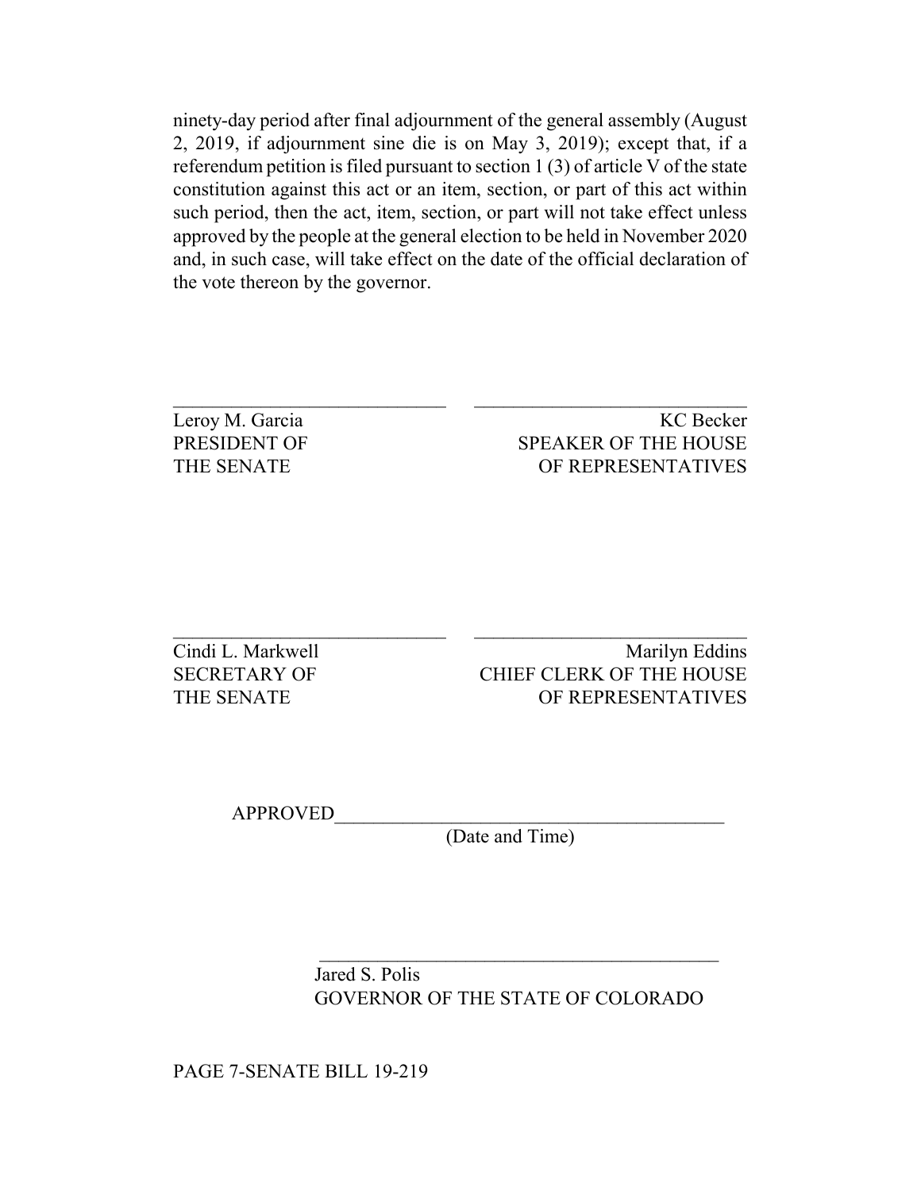ninety-day period after final adjournment of the general assembly (August 2, 2019, if adjournment sine die is on May 3, 2019); except that, if a referendum petition is filed pursuant to section 1 (3) of article V of the state constitution against this act or an item, section, or part of this act within such period, then the act, item, section, or part will not take effect unless approved by the people at the general election to be held in November 2020 and, in such case, will take effect on the date of the official declaration of the vote thereon by the governor.

| | |
|---|---|
| ____________________________ | ____________________________ |
| Leroy M. Garcia | KC Becker |
| PRESIDENT OF | SPEAKER OF THE HOUSE |
| THE SENATE | OF REPRESENTATIVES |

| | |
|---|---|
| ____________________________ | ____________________________ |
| Cindi L. Markwell | Marilyn Eddins |
| SECRETARY OF | CHIEF CLERK OF THE HOUSE |
| THE SENATE | OF REPRESENTATIVES |

APPROVED________________________________________

(Date and Time)

_________________________________________

Jared S. Polis

GOVERNOR OF THE STATE OF COLORADO

PAGE 7-SENATE BILL 19-219